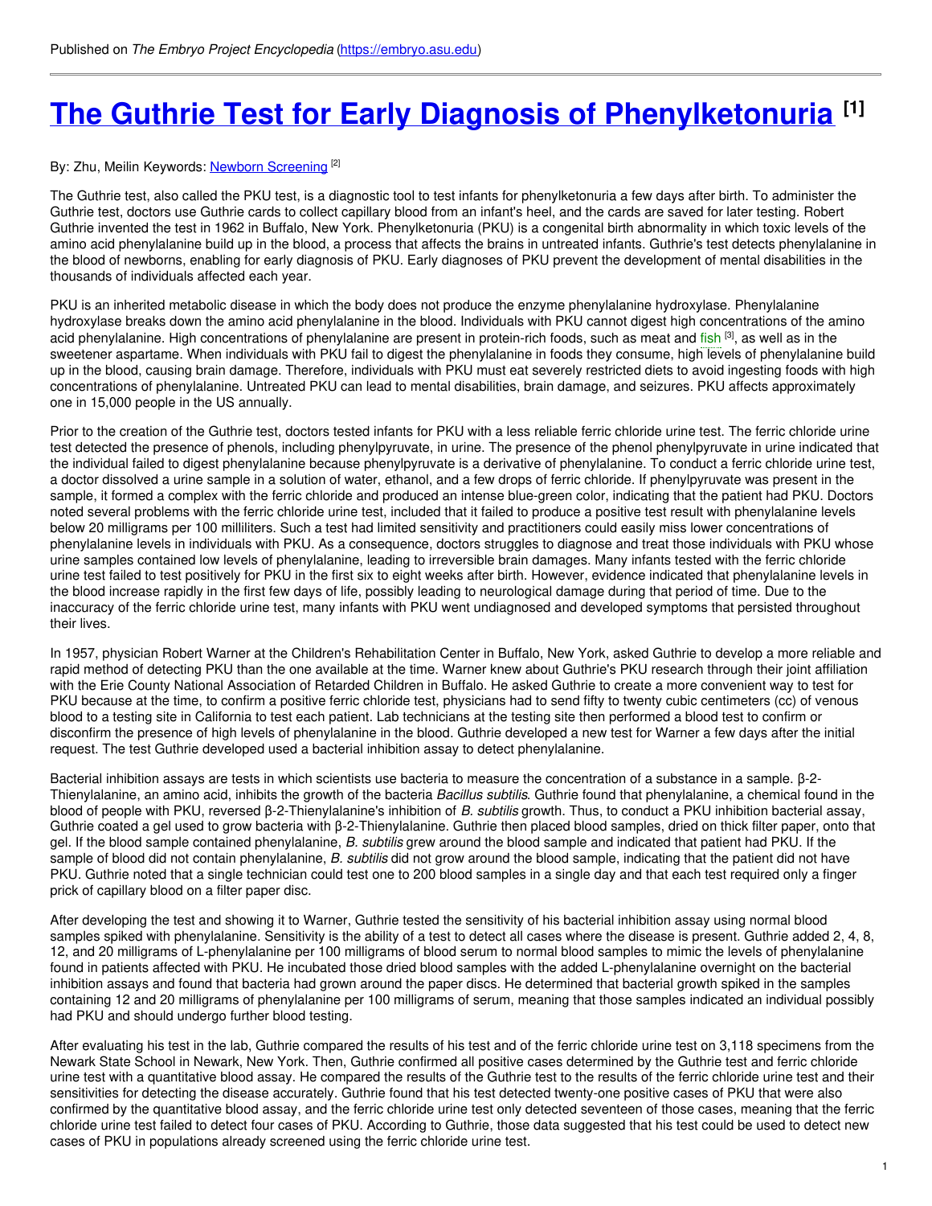Published on *The Embryo Project Encyclopedia* (https://embryo.asu.edu)

# The Guthrie Test for Early Diagnosis of Phenylketonuria [1]

By: Zhu, Meilin Keywords: Newborn Screening [2]

The Guthrie test, also called the PKU test, is a diagnostic tool to test infants for phenylketonuria a few days after birth. To administer the Guthrie test, doctors use Guthrie cards to collect capillary blood from an infant's heel, and the cards are saved for later testing. Robert Guthrie invented the test in 1962 in Buffalo, New York. Phenylketonuria (PKU) is a congenital birth abnormality in which toxic levels of the amino acid phenylalanine build up in the blood, a process that affects the brains in untreated infants. Guthrie's test detects phenylalanine in the blood of newborns, enabling for early diagnosis of PKU. Early diagnoses of PKU prevent the development of mental disabilities in the thousands of individuals affected each year.

PKU is an inherited metabolic disease in which the body does not produce the enzyme phenylalanine hydroxylase. Phenylalanine hydroxylase breaks down the amino acid phenylalanine in the blood. Individuals with PKU cannot digest high concentrations of the amino acid phenylalanine. High concentrations of phenylalanine are present in protein-rich foods, such as meat and fish [3], as well as in the sweetener aspartame. When individuals with PKU fail to digest the phenylalanine in foods they consume, high levels of phenylalanine build up in the blood, causing brain damage. Therefore, individuals with PKU must eat severely restricted diets to avoid ingesting foods with high concentrations of phenylalanine. Untreated PKU can lead to mental disabilities, brain damage, and seizures. PKU affects approximately one in 15,000 people in the US annually.

Prior to the creation of the Guthrie test, doctors tested infants for PKU with a less reliable ferric chloride urine test. The ferric chloride urine test detected the presence of phenols, including phenylpyruvate, in urine. The presence of the phenol phenylpyruvate in urine indicated that the individual failed to digest phenylalanine because phenylpyruvate is a derivative of phenylalanine. To conduct a ferric chloride urine test, a doctor dissolved a urine sample in a solution of water, ethanol, and a few drops of ferric chloride. If phenylpyruvate was present in the sample, it formed a complex with the ferric chloride and produced an intense blue-green color, indicating that the patient had PKU. Doctors noted several problems with the ferric chloride urine test, included that it failed to produce a positive test result with phenylalanine levels below 20 milligrams per 100 milliliters. Such a test had limited sensitivity and practitioners could easily miss lower concentrations of phenylalanine levels in individuals with PKU. As a consequence, doctors struggles to diagnose and treat those individuals with PKU whose urine samples contained low levels of phenylalanine, leading to irreversible brain damages. Many infants tested with the ferric chloride urine test failed to test positively for PKU in the first six to eight weeks after birth. However, evidence indicated that phenylalanine levels in the blood increase rapidly in the first few days of life, possibly leading to neurological damage during that period of time. Due to the inaccuracy of the ferric chloride urine test, many infants with PKU went undiagnosed and developed symptoms that persisted throughout their lives.

In 1957, physician Robert Warner at the Children's Rehabilitation Center in Buffalo, New York, asked Guthrie to develop a more reliable and rapid method of detecting PKU than the one available at the time. Warner knew about Guthrie's PKU research through their joint affiliation with the Erie County National Association of Retarded Children in Buffalo. He asked Guthrie to create a more convenient way to test for PKU because at the time, to confirm a positive ferric chloride test, physicians had to send fifty to twenty cubic centimeters (cc) of venous blood to a testing site in California to test each patient. Lab technicians at the testing site then performed a blood test to confirm or disconfirm the presence of high levels of phenylalanine in the blood. Guthrie developed a new test for Warner a few days after the initial request. The test Guthrie developed used a bacterial inhibition assay to detect phenylalanine.

Bacterial inhibition assays are tests in which scientists use bacteria to measure the concentration of a substance in a sample. β-2-Thienylalanine, an amino acid, inhibits the growth of the bacteria *Bacillus subtilis*. Guthrie found that phenylalanine, a chemical found in the blood of people with PKU, reversed β-2-Thienylalanine's inhibition of *B. subtilis* growth. Thus, to conduct a PKU inhibition bacterial assay, Guthrie coated a gel used to grow bacteria with β-2-Thienylalanine. Guthrie then placed blood samples, dried on thick filter paper, onto that gel. If the blood sample contained phenylalanine, *B. subtilis* grew around the blood sample and indicated that patient had PKU. If the sample of blood did not contain phenylalanine, *B. subtilis* did not grow around the blood sample, indicating that the patient did not have PKU. Guthrie noted that a single technician could test one to 200 blood samples in a single day and that each test required only a finger prick of capillary blood on a filter paper disc.

After developing the test and showing it to Warner, Guthrie tested the sensitivity of his bacterial inhibition assay using normal blood samples spiked with phenylalanine. Sensitivity is the ability of a test to detect all cases where the disease is present. Guthrie added 2, 4, 8, 12, and 20 milligrams of L-phenylalanine per 100 milligrams of blood serum to normal blood samples to mimic the levels of phenylalanine found in patients affected with PKU. He incubated those dried blood samples with the added L-phenylalanine overnight on the bacterial inhibition assays and found that bacteria had grown around the paper discs. He determined that bacterial growth spiked in the samples containing 12 and 20 milligrams of phenylalanine per 100 milligrams of serum, meaning that those samples indicated an individual possibly had PKU and should undergo further blood testing.

After evaluating his test in the lab, Guthrie compared the results of his test and of the ferric chloride urine test on 3,118 specimens from the Newark State School in Newark, New York. Then, Guthrie confirmed all positive cases determined by the Guthrie test and ferric chloride urine test with a quantitative blood assay. He compared the results of the Guthrie test to the results of the ferric chloride urine test and their sensitivities for detecting the disease accurately. Guthrie found that his test detected twenty-one positive cases of PKU that were also confirmed by the quantitative blood assay, and the ferric chloride urine test only detected seventeen of those cases, meaning that the ferric chloride urine test failed to detect four cases of PKU. According to Guthrie, those data suggested that his test could be used to detect new cases of PKU in populations already screened using the ferric chloride urine test.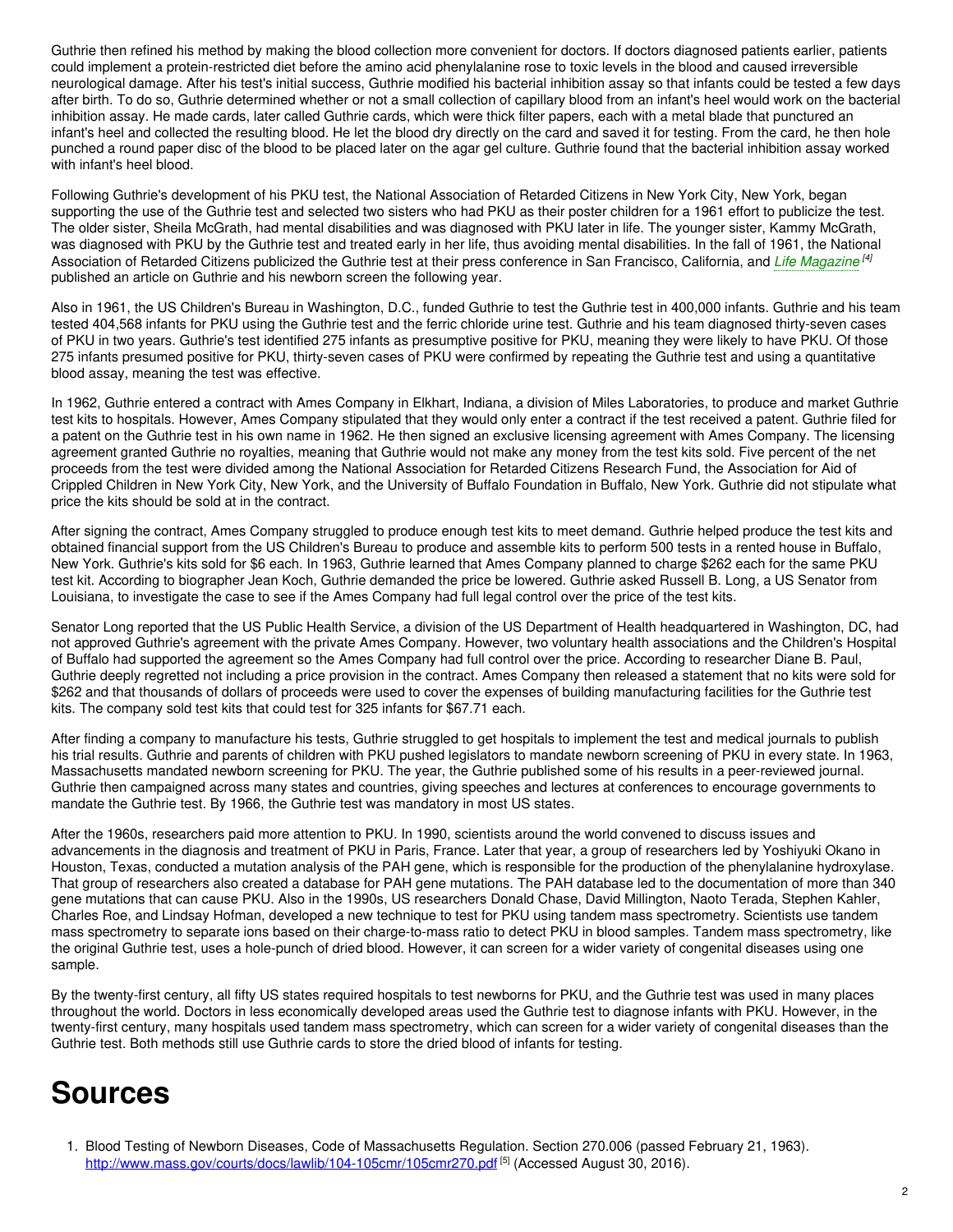Guthrie then refined his method by making the blood collection more convenient for doctors. If doctors diagnosed patients earlier, patients could implement a protein-restricted diet before the amino acid phenylalanine rose to toxic levels in the blood and caused irreversible neurological damage. After his test's initial success, Guthrie modified his bacterial inhibition assay so that infants could be tested a few days after birth. To do so, Guthrie determined whether or not a small collection of capillary blood from an infant's heel would work on the bacterial inhibition assay. He made cards, later called Guthrie cards, which were thick filter papers, each with a metal blade that punctured an infant's heel and collected the resulting blood. He let the blood dry directly on the card and saved it for testing. From the card, he then hole punched a round paper disc of the blood to be placed later on the agar gel culture. Guthrie found that the bacterial inhibition assay worked with infant's heel blood.

Following Guthrie's development of his PKU test, the National Association of Retarded Citizens in New York City, New York, began supporting the use of the Guthrie test and selected two sisters who had PKU as their poster children for a 1961 effort to publicize the test. The older sister, Sheila McGrath, had mental disabilities and was diagnosed with PKU later in life. The younger sister, Kammy McGrath, was diagnosed with PKU by the Guthrie test and treated early in her life, thus avoiding mental disabilities. In the fall of 1961, the National Association of Retarded Citizens publicized the Guthrie test at their press conference in San Francisco, California, and *Life Magazine* [4] published an article on Guthrie and his newborn screen the following year.

Also in 1961, the US Children's Bureau in Washington, D.C., funded Guthrie to test the Guthrie test in 400,000 infants. Guthrie and his team tested 404,568 infants for PKU using the Guthrie test and the ferric chloride urine test. Guthrie and his team diagnosed thirty-seven cases of PKU in two years. Guthrie's test identified 275 infants as presumptive positive for PKU, meaning they were likely to have PKU. Of those 275 infants presumed positive for PKU, thirty-seven cases of PKU were confirmed by repeating the Guthrie test and using a quantitative blood assay, meaning the test was effective.

In 1962, Guthrie entered a contract with Ames Company in Elkhart, Indiana, a division of Miles Laboratories, to produce and market Guthrie test kits to hospitals. However, Ames Company stipulated that they would only enter a contract if the test received a patent. Guthrie filed for a patent on the Guthrie test in his own name in 1962. He then signed an exclusive licensing agreement with Ames Company. The licensing agreement granted Guthrie no royalties, meaning that Guthrie would not make any money from the test kits sold. Five percent of the net proceeds from the test were divided among the National Association for Retarded Citizens Research Fund, the Association for Aid of Crippled Children in New York City, New York, and the University of Buffalo Foundation in Buffalo, New York. Guthrie did not stipulate what price the kits should be sold at in the contract.

After signing the contract, Ames Company struggled to produce enough test kits to meet demand. Guthrie helped produce the test kits and obtained financial support from the US Children's Bureau to produce and assemble kits to perform 500 tests in a rented house in Buffalo, New York. Guthrie's kits sold for $6 each. In 1963, Guthrie learned that Ames Company planned to charge $262 each for the same PKU test kit. According to biographer Jean Koch, Guthrie demanded the price be lowered. Guthrie asked Russell B. Long, a US Senator from Louisiana, to investigate the case to see if the Ames Company had full legal control over the price of the test kits.

Senator Long reported that the US Public Health Service, a division of the US Department of Health headquartered in Washington, DC, had not approved Guthrie's agreement with the private Ames Company. However, two voluntary health associations and the Children's Hospital of Buffalo had supported the agreement so the Ames Company had full control over the price. According to researcher Diane B. Paul, Guthrie deeply regretted not including a price provision in the contract. Ames Company then released a statement that no kits were sold for $262 and that thousands of dollars of proceeds were used to cover the expenses of building manufacturing facilities for the Guthrie test kits. The company sold test kits that could test for 325 infants for $67.71 each.

After finding a company to manufacture his tests, Guthrie struggled to get hospitals to implement the test and medical journals to publish his trial results. Guthrie and parents of children with PKU pushed legislators to mandate newborn screening of PKU in every state. In 1963, Massachusetts mandated newborn screening for PKU. The year, the Guthrie published some of his results in a peer-reviewed journal. Guthrie then campaigned across many states and countries, giving speeches and lectures at conferences to encourage governments to mandate the Guthrie test. By 1966, the Guthrie test was mandatory in most US states.

After the 1960s, researchers paid more attention to PKU. In 1990, scientists around the world convened to discuss issues and advancements in the diagnosis and treatment of PKU in Paris, France. Later that year, a group of researchers led by Yoshiyuki Okano in Houston, Texas, conducted a mutation analysis of the PAH gene, which is responsible for the production of the phenylalanine hydroxylase. That group of researchers also created a database for PAH gene mutations. The PAH database led to the documentation of more than 340 gene mutations that can cause PKU. Also in the 1990s, US researchers Donald Chase, David Millington, Naoto Terada, Stephen Kahler, Charles Roe, and Lindsay Hofman, developed a new technique to test for PKU using tandem mass spectrometry. Scientists use tandem mass spectrometry to separate ions based on their charge-to-mass ratio to detect PKU in blood samples. Tandem mass spectrometry, like the original Guthrie test, uses a hole-punch of dried blood. However, it can screen for a wider variety of congenital diseases using one sample.

By the twenty-first century, all fifty US states required hospitals to test newborns for PKU, and the Guthrie test was used in many places throughout the world. Doctors in less economically developed areas used the Guthrie test to diagnose infants with PKU. However, in the twenty-first century, many hospitals used tandem mass spectrometry, which can screen for a wider variety of congenital diseases than the Guthrie test. Both methods still use Guthrie cards to store the dried blood of infants for testing.

# Sources

1. Blood Testing of Newborn Diseases, Code of Massachusetts Regulation. Section 270.006 (passed February 21, 1963). http://www.mass.gov/courts/docs/lawlib/104-105cmr/105cmr270.pdf [5] (Accessed August 30, 2016).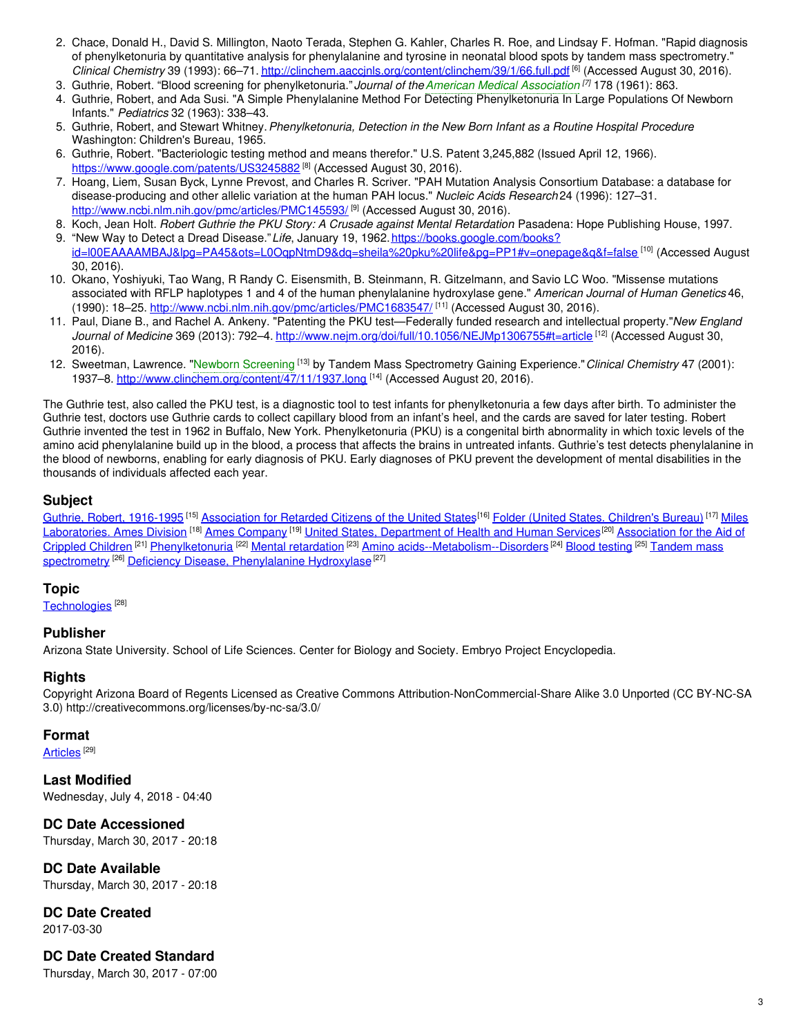2. Chace, Donald H., David S. Millington, Naoto Terada, Stephen G. Kahler, Charles R. Roe, and Lindsay F. Hofman. "Rapid diagnosis of phenylketonuria by quantitative analysis for phenylalanine and tyrosine in neonatal blood spots by tandem mass spectrometry." *Clinical Chemistry* 39 (1993): 66–71. http://clinchem.aaccjnls.org/content/clinchem/39/1/66.full.pdf [6] (Accessed August 30, 2016).
3. Guthrie, Robert. "Blood screening for phenylketonuria." *Journal of the American Medical Association* [7] 178 (1961): 863.
4. Guthrie, Robert, and Ada Susi. "A Simple Phenylalanine Method For Detecting Phenylketonuria In Large Populations Of Newborn Infants." *Pediatrics* 32 (1963): 338–43.
5. Guthrie, Robert, and Stewart Whitney. *Phenylketonuria, Detection in the New Born Infant as a Routine Hospital Procedure* Washington: Children's Bureau, 1965.
6. Guthrie, Robert. "Bacteriologic testing method and means therefor." U.S. Patent 3,245,882 (Issued April 12, 1966). https://www.google.com/patents/US3245882 [8] (Accessed August 30, 2016).
7. Hoang, Liem, Susan Byck, Lynne Prevost, and Charles R. Scriver. "PAH Mutation Analysis Consortium Database: a database for disease-producing and other allelic variation at the human PAH locus." *Nucleic Acids Research* 24 (1996): 127–31. http://www.ncbi.nlm.nih.gov/pmc/articles/PMC145593/ [9] (Accessed August 30, 2016).
8. Koch, Jean Holt. *Robert Guthrie the PKU Story: A Crusade against Mental Retardation* Pasadena: Hope Publishing House, 1997.
9. "New Way to Detect a Dread Disease." *Life*, January 19, 1962. https://books.google.com/books?id=l00EAAAAMBAJ&lpg=PA45&ots=L0OqpNtmD9&dq=sheila%20pku%20life&pg=PP1#v=onepage&q&f=false [10] (Accessed August 30, 2016).
10. Okano, Yoshiyuki, Tao Wang, R Randy C. Eisensmith, B. Steinmann, R. Gitzelmann, and Savio LC Woo. "Missense mutations associated with RFLP haplotypes 1 and 4 of the human phenylalanine hydroxylase gene." *American Journal of Human Genetics* 46, (1990): 18–25. http://www.ncbi.nlm.nih.gov/pmc/articles/PMC1683547/ [11] (Accessed August 30, 2016).
11. Paul, Diane B., and Rachel A. Ankeny. "Patenting the PKU test—Federally funded research and intellectual property." *New England Journal of Medicine* 369 (2013): 792–4. http://www.nejm.org/doi/full/10.1056/NEJMp1306755#t=article [12] (Accessed August 30, 2016).
12. Sweetman, Lawrence. "Newborn Screening [13] by Tandem Mass Spectrometry Gaining Experience." *Clinical Chemistry* 47 (2001): 1937–8. http://www.clinchem.org/content/47/11/1937.long [14] (Accessed August 20, 2016).

The Guthrie test, also called the PKU test, is a diagnostic tool to test infants for phenylketonuria a few days after birth. To administer the Guthrie test, doctors use Guthrie cards to collect capillary blood from an infant's heel, and the cards are saved for later testing. Robert Guthrie invented the test in 1962 in Buffalo, New York. Phenylketonuria (PKU) is a congenital birth abnormality in which toxic levels of the amino acid phenylalanine build up in the blood, a process that affects the brains in untreated infants. Guthrie's test detects phenylalanine in the blood of newborns, enabling for early diagnosis of PKU. Early diagnoses of PKU prevent the development of mental disabilities in the thousands of individuals affected each year.

## Subject

Guthrie, Robert, 1916-1995 [15] Association for Retarded Citizens of the United States [16] Folder (United States. Children's Bureau) [17] Miles Laboratories. Ames Division [18] Ames Company [19] United States. Department of Health and Human Services [20] Association for the Aid of Crippled Children [21] Phenylketonuria [22] Mental retardation [23] Amino acids--Metabolism--Disorders [24] Blood testing [25] Tandem mass spectrometry [26] Deficiency Disease, Phenylalanine Hydroxylase [27]

## Topic

Technologies [28]

## Publisher

Arizona State University. School of Life Sciences. Center for Biology and Society. Embryo Project Encyclopedia.

## Rights

Copyright Arizona Board of Regents Licensed as Creative Commons Attribution-NonCommercial-Share Alike 3.0 Unported (CC BY-NC-SA 3.0) http://creativecommons.org/licenses/by-nc-sa/3.0/

## Format

Articles [29]

## Last Modified

Wednesday, July 4, 2018 - 04:40

## DC Date Accessioned

Thursday, March 30, 2017 - 20:18

## DC Date Available

Thursday, March 30, 2017 - 20:18

## DC Date Created

2017-03-30

## DC Date Created Standard

Thursday, March 30, 2017 - 07:00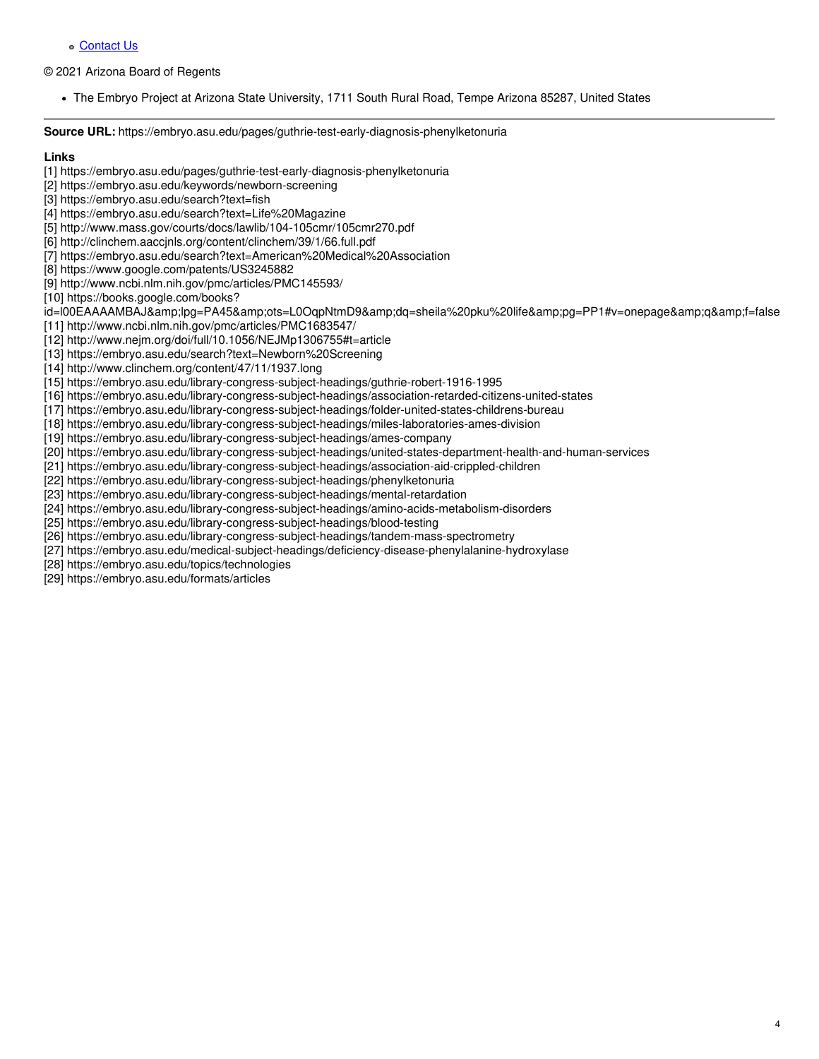- Contact Us

© 2021 Arizona Board of Regents

- The Embryo Project at Arizona State University, 1711 South Rural Road, Tempe Arizona 85287, United States

---

**Source URL:** https://embryo.asu.edu/pages/guthrie-test-early-diagnosis-phenylketonuria

**Links**

[1] https://embryo.asu.edu/pages/guthrie-test-early-diagnosis-phenylketonuria
[2] https://embryo.asu.edu/keywords/newborn-screening
[3] https://embryo.asu.edu/search?text=fish
[4] https://embryo.asu.edu/search?text=Life%20Magazine
[5] http://www.mass.gov/courts/docs/lawlib/104-105cmr/105cmr270.pdf
[6] http://clinchem.aaccjnls.org/content/clinchem/39/1/66.full.pdf
[7] https://embryo.asu.edu/search?text=American%20Medical%20Association
[8] https://www.google.com/patents/US3245882
[9] http://www.ncbi.nlm.nih.gov/pmc/articles/PMC145593/
[10] https://books.google.com/books?id=l00EAAAAMBAJ&amp;lpg=PA45&amp;ots=L0OqpNtmD9&amp;dq=sheila%20pku%20life&amp;pg=PP1#v=onepage&amp;q&amp;f=false
[11] http://www.ncbi.nlm.nih.gov/pmc/articles/PMC1683547/
[12] http://www.nejm.org/doi/full/10.1056/NEJMp1306755#t=article
[13] https://embryo.asu.edu/search?text=Newborn%20Screening
[14] http://www.clinchem.org/content/47/11/1937.long
[15] https://embryo.asu.edu/library-congress-subject-headings/guthrie-robert-1916-1995
[16] https://embryo.asu.edu/library-congress-subject-headings/association-retarded-citizens-united-states
[17] https://embryo.asu.edu/library-congress-subject-headings/folder-united-states-childrens-bureau
[18] https://embryo.asu.edu/library-congress-subject-headings/miles-laboratories-ames-division
[19] https://embryo.asu.edu/library-congress-subject-headings/ames-company
[20] https://embryo.asu.edu/library-congress-subject-headings/united-states-department-health-and-human-services
[21] https://embryo.asu.edu/library-congress-subject-headings/association-aid-crippled-children
[22] https://embryo.asu.edu/library-congress-subject-headings/phenylketonuria
[23] https://embryo.asu.edu/library-congress-subject-headings/mental-retardation
[24] https://embryo.asu.edu/library-congress-subject-headings/amino-acids-metabolism-disorders
[25] https://embryo.asu.edu/library-congress-subject-headings/blood-testing
[26] https://embryo.asu.edu/library-congress-subject-headings/tandem-mass-spectrometry
[27] https://embryo.asu.edu/medical-subject-headings/deficiency-disease-phenylalanine-hydroxylase
[28] https://embryo.asu.edu/topics/technologies
[29] https://embryo.asu.edu/formats/articles